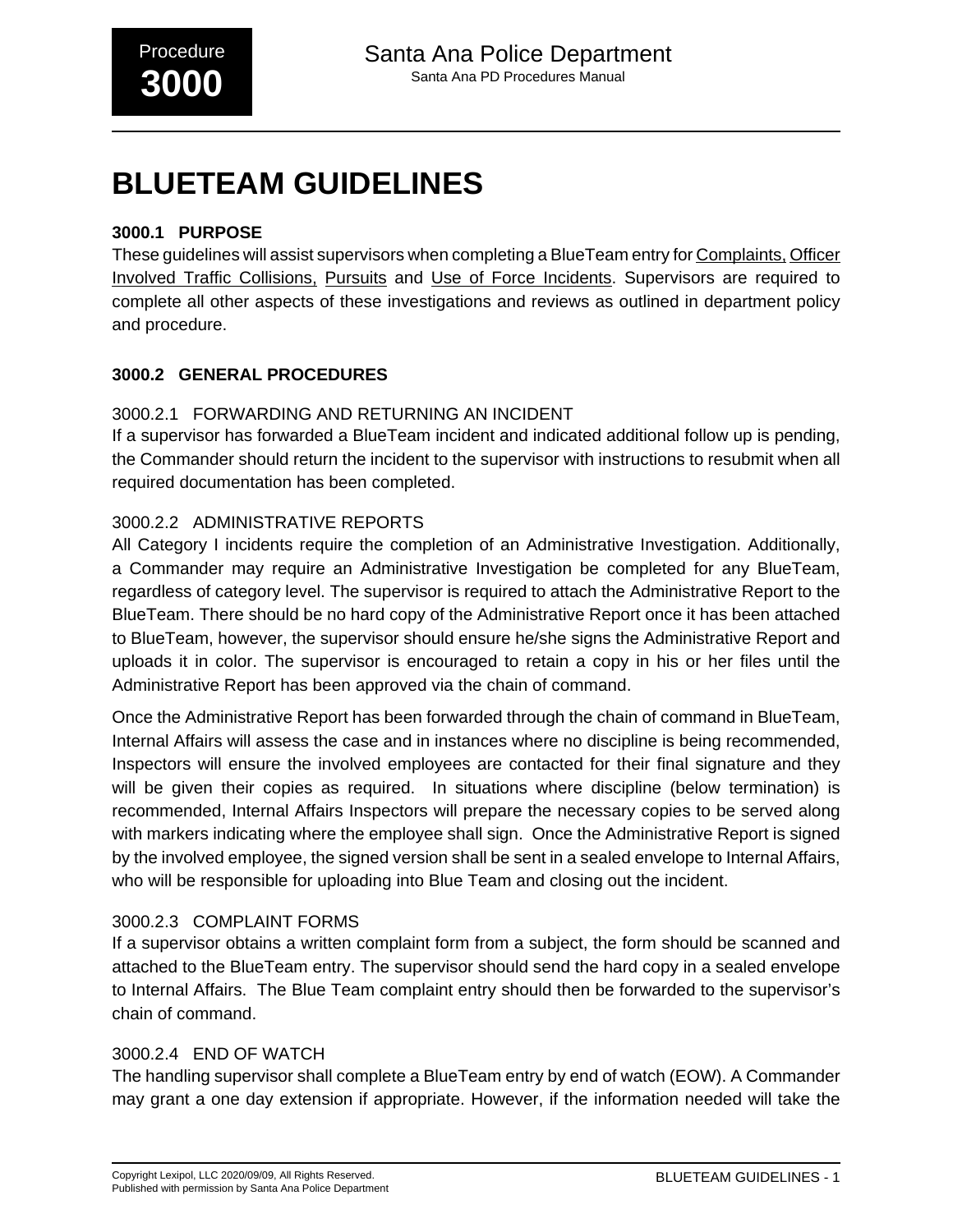# BLUETEAM GUIDELINES

## 3000.1 PURPOSE

These guidelines will assist supervisors when completing a BlueTeam entry for Complaints, Officer Involved Traffic Collisions, Pursuits and Use of Force Incidents. Supervisors are required to complete all other aspects of these investigations and reviews as outlined in department policy and procedure.

## 3000.2 GENERAL PROCEDURES

### 3000.2.1 FORWARDING AND RETURNING AN INCIDENT

If a supervisor has forwarded a BlueTeam incident and indicated additional follow up is pending, the Commander should return the incident to the supervisor with instructions to resubmit when all required documentation has been completed.

### 3000.2.2 ADMINISTRATIVE REPORTS

All Category I incidents require the completion of an Administrative Investigation. Additionally, a Commander may require an Administrative Investigation be completed for any BlueTeam, regardless of category level. The supervisor is required to attach the Administrative Report to the BlueTeam. There should be no hard copy of the Administrative Report once it has been attached to BlueTeam, however, the supervisor should ensure he/she signs the Administrative Report and uploads it in color. The supervisor is encouraged to retain a copy in his or her files until the Administrative Report has been approved via the chain of command.

Once the Administrative Report has been forwarded through the chain of command in BlueTeam, Internal Affairs will assess the case and in instances where no discipline is being recommended, Inspectors will ensure the involved employees are contacted for their final signature and they will be given their copies as required. In situations where discipline (below termination) is recommended, Internal Affairs Inspectors will prepare the necessary copies to be served along with markers indicating where the employee shall sign. Once the Administrative Report is signed by the involved employee, the signed version shall be sent in a sealed envelope to Internal Affairs, who will be responsible for uploading into Blue Team and closing out the incident.

### 3000.2.3 COMPLAINT FORMS

If a supervisor obtains a written complaint form from a subject, the form should be scanned and attached to the BlueTeam entry. The supervisor should send the hard copy in a sealed envelope to Internal Affairs. The Blue Team complaint entry should then be forwarded to the supervisor's chain of command.

### 3000.2.4 END OF WATCH

The handling supervisor shall complete a BlueTeam entry by end of watch (EOW). A Commander may grant a one day extension if appropriate. However, if the information needed will take the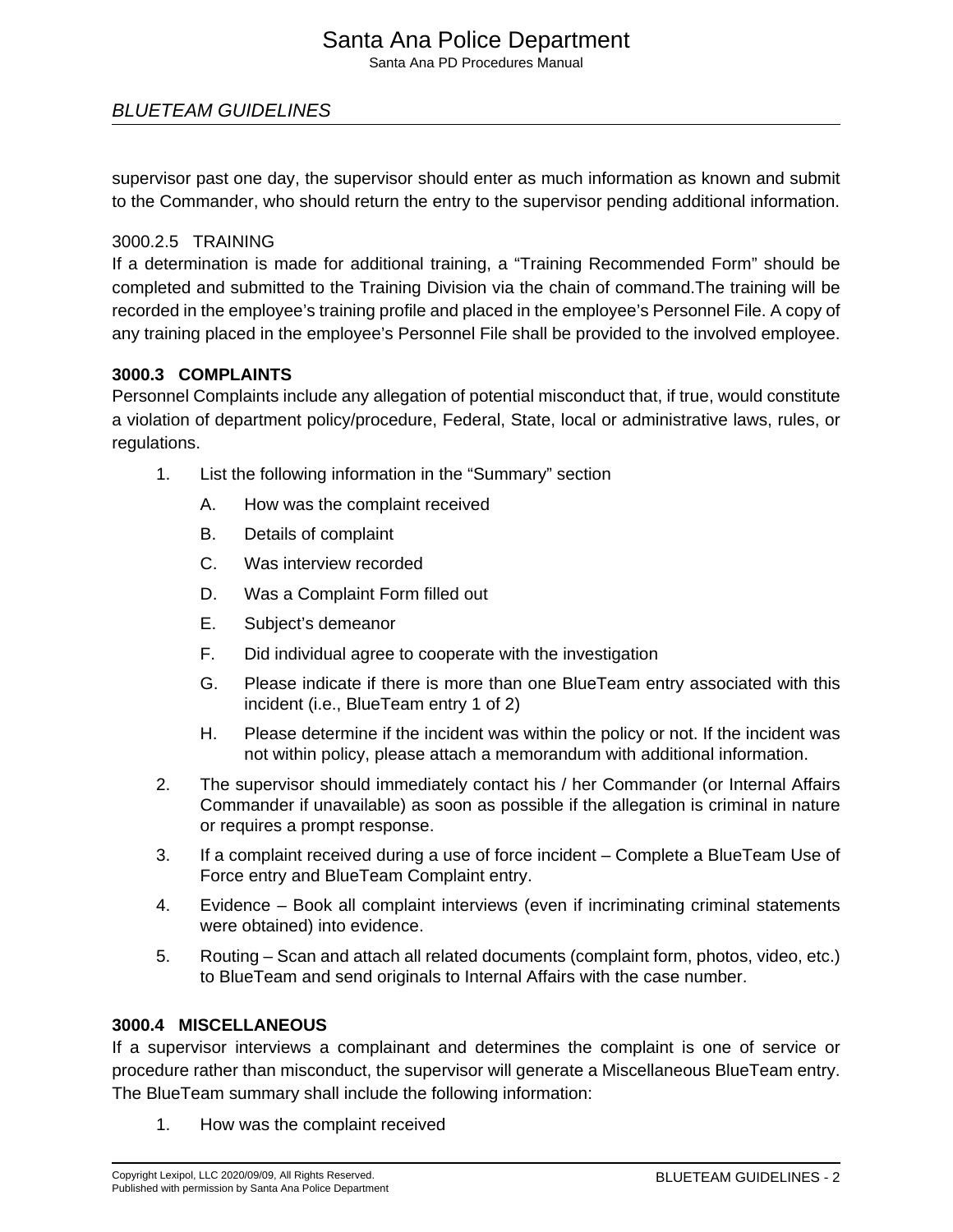supervisor past one day, the supervisor should enter as much information as known and submit to the Commander, who should return the entry to the supervisor pending additional information.

#### 3000.2.5 TRAINING

If a determination is made for additional training, a “Training Recommended Form” should be completed and submitted to the Training Division via the chain of command.The training will be recorded in the employee’s training profile and placed in the employee’s Personnel File. A copy of any training placed in the employee’s Personnel File shall be provided to the involved employee.

### 3000.3 COMPLAINTS

Personnel Complaints include any allegation of potential misconduct that, if true, would constitute a violation of department policy/procedure, Federal, State, local or administrative laws, rules, or regulations.

1. List the following information in the “Summary” section
    - A. How was the complaint received
    - B. Details of complaint
    - C. Was interview recorded
    - D. Was a Complaint Form filled out
    - E. Subject’s demeanor
    - F. Did individual agree to cooperate with the investigation
    - G. Please indicate if there is more than one BlueTeam entry associated with this incident (i.e., BlueTeam entry 1 of 2)
    - H. Please determine if the incident was within the policy or not. If the incident was not within policy, please attach a memorandum with additional information.
2. The supervisor should immediately contact his / her Commander (or Internal Affairs Commander if unavailable) as soon as possible if the allegation is criminal in nature or requires a prompt response.
3. If a complaint received during a use of force incident – Complete a BlueTeam Use of Force entry and BlueTeam Complaint entry.
4. Evidence – Book all complaint interviews (even if incriminating criminal statements were obtained) into evidence.
5. Routing – Scan and attach all related documents (complaint form, photos, video, etc.) to BlueTeam and send originals to Internal Affairs with the case number.

### 3000.4 MISCELLANEOUS

If a supervisor interviews a complainant and determines the complaint is one of service or procedure rather than misconduct, the supervisor will generate a Miscellaneous BlueTeam entry. The BlueTeam summary shall include the following information:

1. How was the complaint received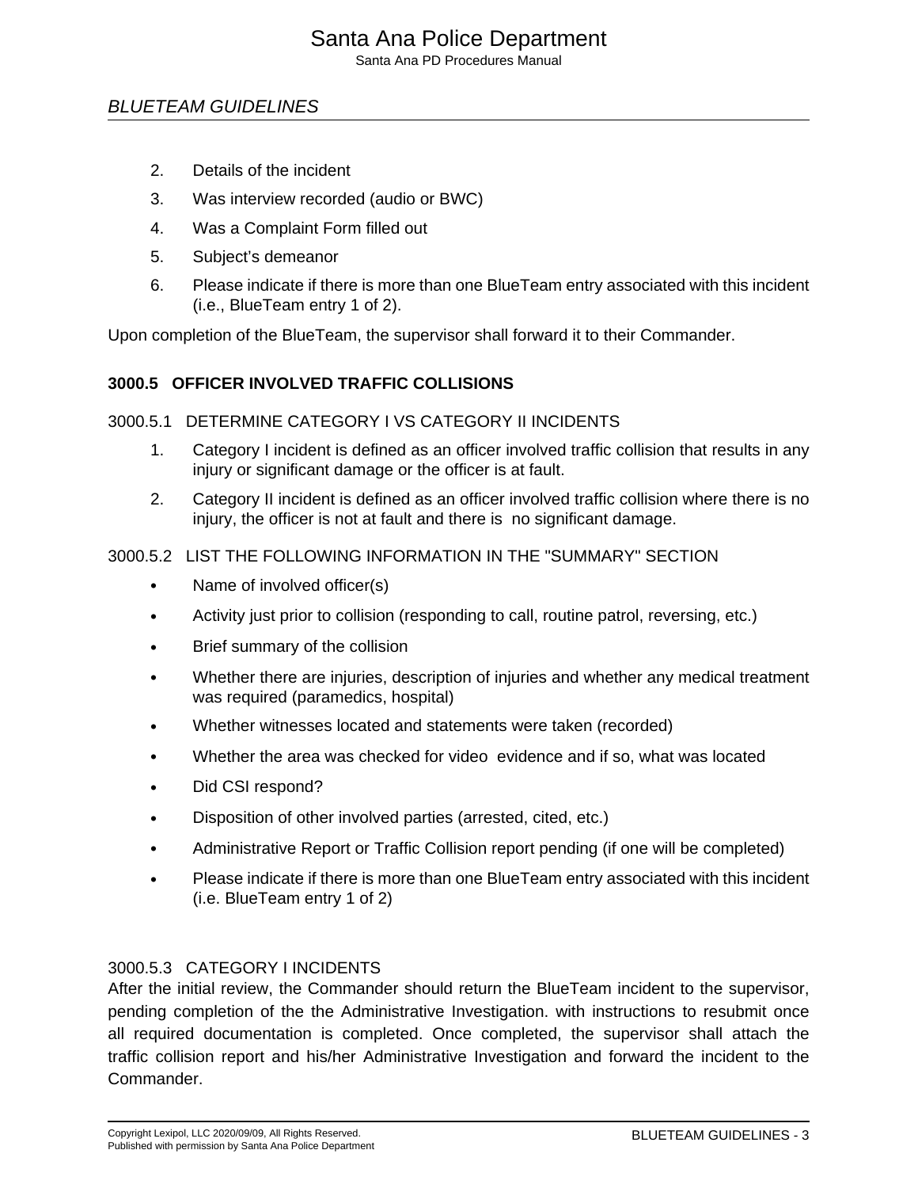2. Details of the incident
3. Was interview recorded (audio or BWC)
4. Was a Complaint Form filled out
5. Subject's demeanor
6. Please indicate if there is more than one BlueTeam entry associated with this incident (i.e., BlueTeam entry 1 of 2).

Upon completion of the BlueTeam, the supervisor shall forward it to their Commander.

## 3000.5 OFFICER INVOLVED TRAFFIC COLLISIONS

### 3000.5.1 DETERMINE CATEGORY I VS CATEGORY II INCIDENTS

1. Category I incident is defined as an officer involved traffic collision that results in any injury or significant damage or the officer is at fault.
2. Category II incident is defined as an officer involved traffic collision where there is no injury, the officer is not at fault and there is no significant damage.

### 3000.5.2 LIST THE FOLLOWING INFORMATION IN THE "SUMMARY" SECTION

- Name of involved officer(s)
- Activity just prior to collision (responding to call, routine patrol, reversing, etc.)
- Brief summary of the collision
- Whether there are injuries, description of injuries and whether any medical treatment was required (paramedics, hospital)
- Whether witnesses located and statements were taken (recorded)
- Whether the area was checked for video evidence and if so, what was located
- Did CSI respond?
- Disposition of other involved parties (arrested, cited, etc.)
- Administrative Report or Traffic Collision report pending (if one will be completed)
- Please indicate if there is more than one BlueTeam entry associated with this incident (i.e. BlueTeam entry 1 of 2)

### 3000.5.3 CATEGORY I INCIDENTS

After the initial review, the Commander should return the BlueTeam incident to the supervisor, pending completion of the the Administrative Investigation. with instructions to resubmit once all required documentation is completed. Once completed, the supervisor shall attach the traffic collision report and his/her Administrative Investigation and forward the incident to the Commander.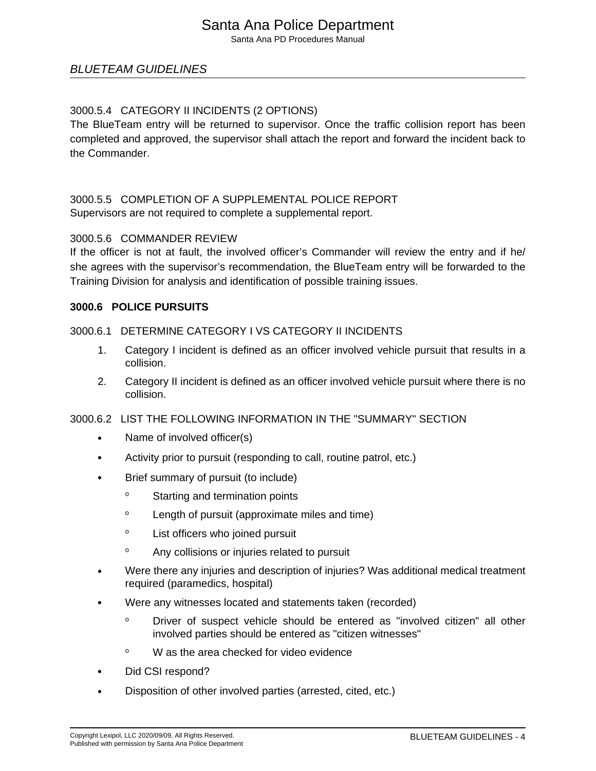## BLUETEAM GUIDELINES

#### 3000.5.4 CATEGORY II INCIDENTS (2 OPTIONS)

The BlueTeam entry will be returned to supervisor. Once the traffic collision report has been completed and approved, the supervisor shall attach the report and forward the incident back to the Commander.

#### 3000.5.5 COMPLETION OF A SUPPLEMENTAL POLICE REPORT

Supervisors are not required to complete a supplemental report.

#### 3000.5.6 COMMANDER REVIEW

If the officer is not at fault, the involved officer's Commander will review the entry and if he/she agrees with the supervisor's recommendation, the BlueTeam entry will be forwarded to the Training Division for analysis and identification of possible training issues.

### 3000.6 POLICE PURSUITS

#### 3000.6.1 DETERMINE CATEGORY I VS CATEGORY II INCIDENTS

1. Category I incident is defined as an officer involved vehicle pursuit that results in a collision.
2. Category II incident is defined as an officer involved vehicle pursuit where there is no collision.

#### 3000.6.2 LIST THE FOLLOWING INFORMATION IN THE "SUMMARY" SECTION

- Name of involved officer(s)
- Activity prior to pursuit (responding to call, routine patrol, etc.)
- Brief summary of pursuit (to include)
  - Starting and termination points
  - Length of pursuit (approximate miles and time)
  - List officers who joined pursuit
  - Any collisions or injuries related to pursuit
- Were there any injuries and description of injuries? Was additional medical treatment required (paramedics, hospital)
- Were any witnesses located and statements taken (recorded)
  - Driver of suspect vehicle should be entered as "involved citizen" all other involved parties should be entered as "citizen witnesses"
  - W as the area checked for video evidence
- Did CSI respond?
- Disposition of other involved parties (arrested, cited, etc.)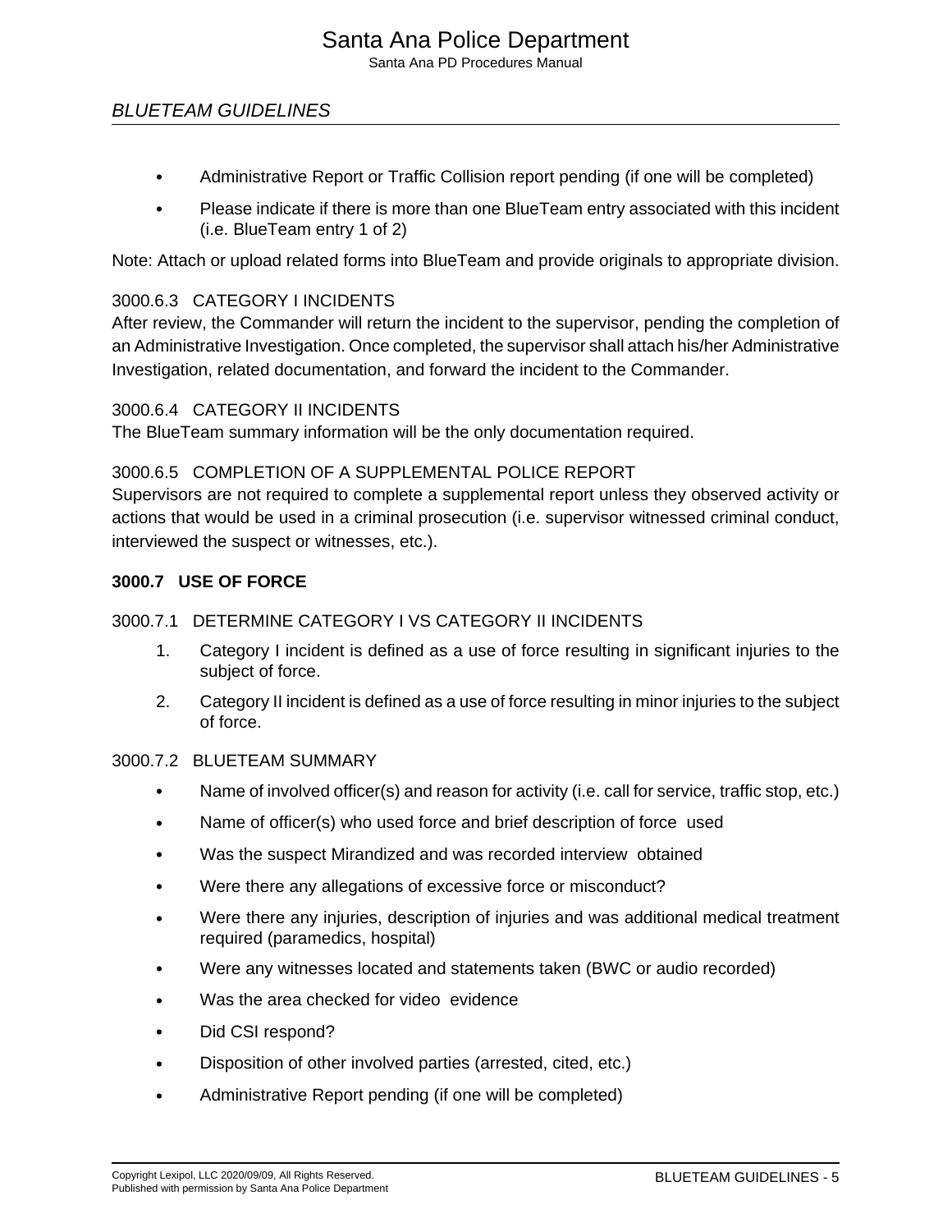- Administrative Report or Traffic Collision report pending (if one will be completed)
- Please indicate if there is more than one BlueTeam entry associated with this incident (i.e. BlueTeam entry 1 of 2)

Note: Attach or upload related forms into BlueTeam and provide originals to appropriate division.

### 3000.6.3 CATEGORY I INCIDENTS

After review, the Commander will return the incident to the supervisor, pending the completion of an Administrative Investigation. Once completed, the supervisor shall attach his/her Administrative Investigation, related documentation, and forward the incident to the Commander.

### 3000.6.4 CATEGORY II INCIDENTS

The BlueTeam summary information will be the only documentation required.

### 3000.6.5 COMPLETION OF A SUPPLEMENTAL POLICE REPORT

Supervisors are not required to complete a supplemental report unless they observed activity or actions that would be used in a criminal prosecution (i.e. supervisor witnessed criminal conduct, interviewed the suspect or witnesses, etc.).

## 3000.7 USE OF FORCE

### 3000.7.1 DETERMINE CATEGORY I VS CATEGORY II INCIDENTS

1. Category I incident is defined as a use of force resulting in significant injuries to the subject of force.
2. Category II incident is defined as a use of force resulting in minor injuries to the subject of force.

### 3000.7.2 BLUETEAM SUMMARY

- Name of involved officer(s) and reason for activity (i.e. call for service, traffic stop, etc.)
- Name of officer(s) who used force and brief description of force used
- Was the suspect Mirandized and was recorded interview obtained
- Were there any allegations of excessive force or misconduct?
- Were there any injuries, description of injuries and was additional medical treatment required (paramedics, hospital)
- Were any witnesses located and statements taken (BWC or audio recorded)
- Was the area checked for video evidence
- Did CSI respond?
- Disposition of other involved parties (arrested, cited, etc.)
- Administrative Report pending (if one will be completed)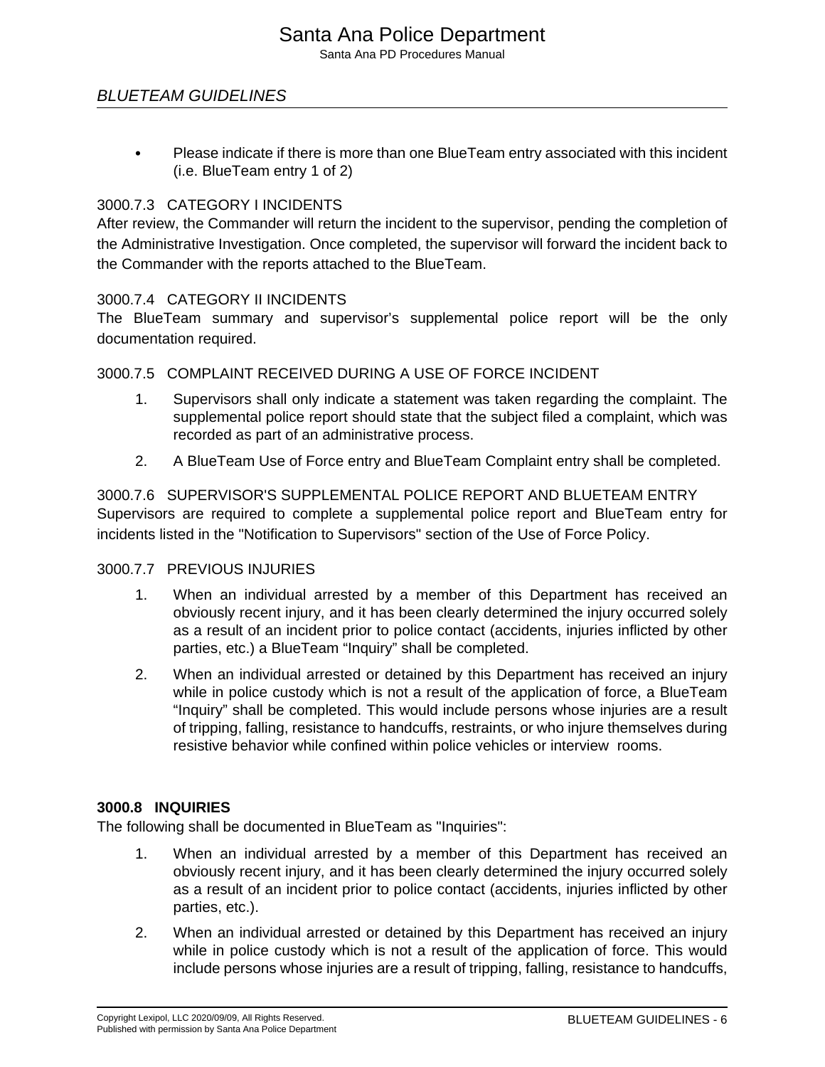- Please indicate if there is more than one BlueTeam entry associated with this incident (i.e. BlueTeam entry 1 of 2)

#### 3000.7.3 CATEGORY I INCIDENTS

After review, the Commander will return the incident to the supervisor, pending the completion of the Administrative Investigation. Once completed, the supervisor will forward the incident back to the Commander with the reports attached to the BlueTeam.

#### 3000.7.4 CATEGORY II INCIDENTS

The BlueTeam summary and supervisor's supplemental police report will be the only documentation required.

#### 3000.7.5 COMPLAINT RECEIVED DURING A USE OF FORCE INCIDENT

1. Supervisors shall only indicate a statement was taken regarding the complaint. The supplemental police report should state that the subject filed a complaint, which was recorded as part of an administrative process.
2. A BlueTeam Use of Force entry and BlueTeam Complaint entry shall be completed.

#### 3000.7.6 SUPERVISOR'S SUPPLEMENTAL POLICE REPORT AND BLUETEAM ENTRY

Supervisors are required to complete a supplemental police report and BlueTeam entry for incidents listed in the "Notification to Supervisors" section of the Use of Force Policy.

#### 3000.7.7 PREVIOUS INJURIES

1. When an individual arrested by a member of this Department has received an obviously recent injury, and it has been clearly determined the injury occurred solely as a result of an incident prior to police contact (accidents, injuries inflicted by other parties, etc.) a BlueTeam “Inquiry” shall be completed.
2. When an individual arrested or detained by this Department has received an injury while in police custody which is not a result of the application of force, a BlueTeam “Inquiry” shall be completed. This would include persons whose injuries are a result of tripping, falling, resistance to handcuffs, restraints, or who injure themselves during resistive behavior while confined within police vehicles or interview rooms.

### 3000.8 INQUIRIES

The following shall be documented in BlueTeam as "Inquiries":

1. When an individual arrested by a member of this Department has received an obviously recent injury, and it has been clearly determined the injury occurred solely as a result of an incident prior to police contact (accidents, injuries inflicted by other parties, etc.).
2. When an individual arrested or detained by this Department has received an injury while in police custody which is not a result of the application of force. This would include persons whose injuries are a result of tripping, falling, resistance to handcuffs,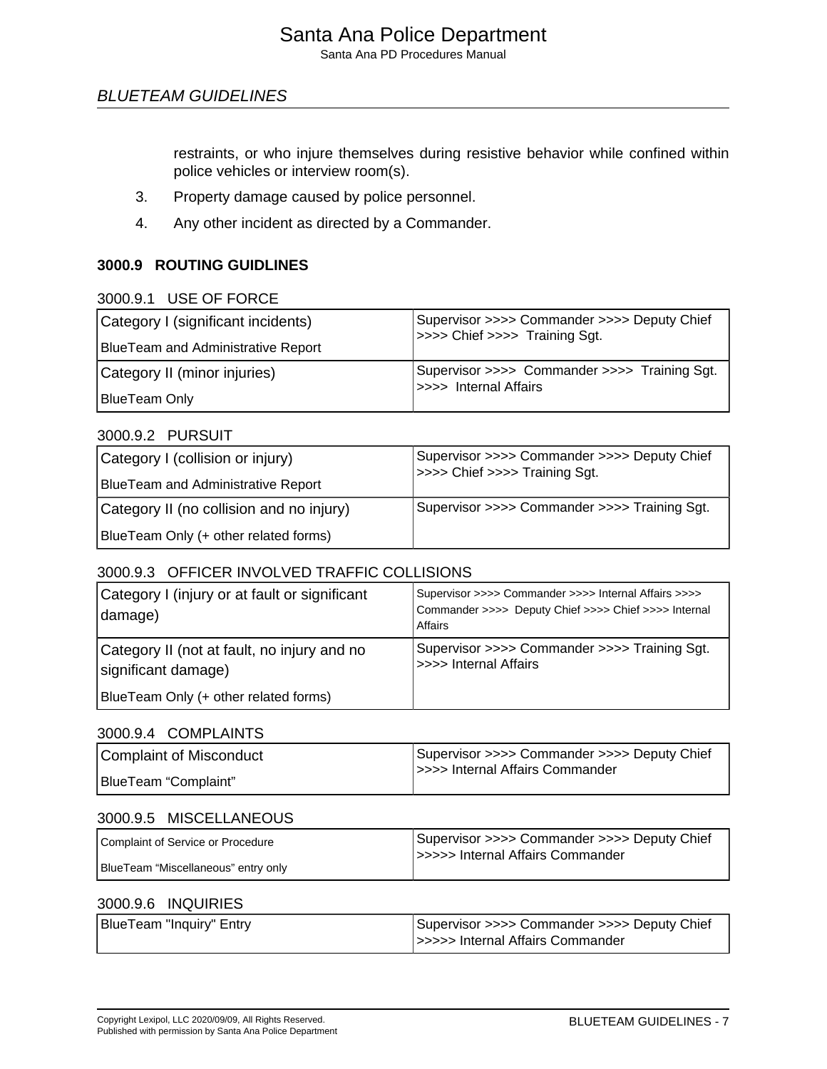restraints, or who injure themselves during resistive behavior while confined within police vehicles or interview room(s).

3. Property damage caused by police personnel.

4. Any other incident as directed by a Commander.

### 3000.9 ROUTING GUIDLINES

#### 3000.9.1 USE OF FORCE

| | |
|---|---|
| Category I (significant incidents)<br>BlueTeam and Administrative Report | Supervisor >>>> Commander >>>> Deputy Chief >>>> Chief >>>> Training Sgt. |
| Category II (minor injuries)<br>BlueTeam Only | Supervisor >>>> Commander >>>> Training Sgt. >>>> Internal Affairs |

#### 3000.9.2 PURSUIT

| | |
|---|---|
| Category I (collision or injury)<br>BlueTeam and Administrative Report | Supervisor >>>> Commander >>>> Deputy Chief >>>> Chief >>>> Training Sgt. |
| Category II (no collision and no injury)<br>BlueTeam Only (+ other related forms) | Supervisor >>>> Commander >>>> Training Sgt. |

#### 3000.9.3 OFFICER INVOLVED TRAFFIC COLLISIONS

| | |
|---|---|
| Category I (injury or at fault or significant damage) | Supervisor >>>> Commander >>>> Internal Affairs >>>> Commander >>>> Deputy Chief >>>> Chief >>>> Internal Affairs |
| Category II (not at fault, no injury and no significant damage)<br>BlueTeam Only (+ other related forms) | Supervisor >>>> Commander >>>> Training Sgt. >>>> Internal Affairs |

#### 3000.9.4 COMPLAINTS

| | |
|---|---|
| Complaint of Misconduct<br>BlueTeam “Complaint” | Supervisor >>>> Commander >>>> Deputy Chief >>>> Internal Affairs Commander |

#### 3000.9.5 MISCELLANEOUS

| | |
|---|---|
| Complaint of Service or Procedure<br>BlueTeam “Miscellaneous” entry only | Supervisor >>>> Commander >>>> Deputy Chief >>>>> Internal Affairs Commander |

#### 3000.9.6 INQUIRIES

| | |
|---|---|
| BlueTeam "Inquiry" Entry | Supervisor >>>> Commander >>>> Deputy Chief >>>>> Internal Affairs Commander |